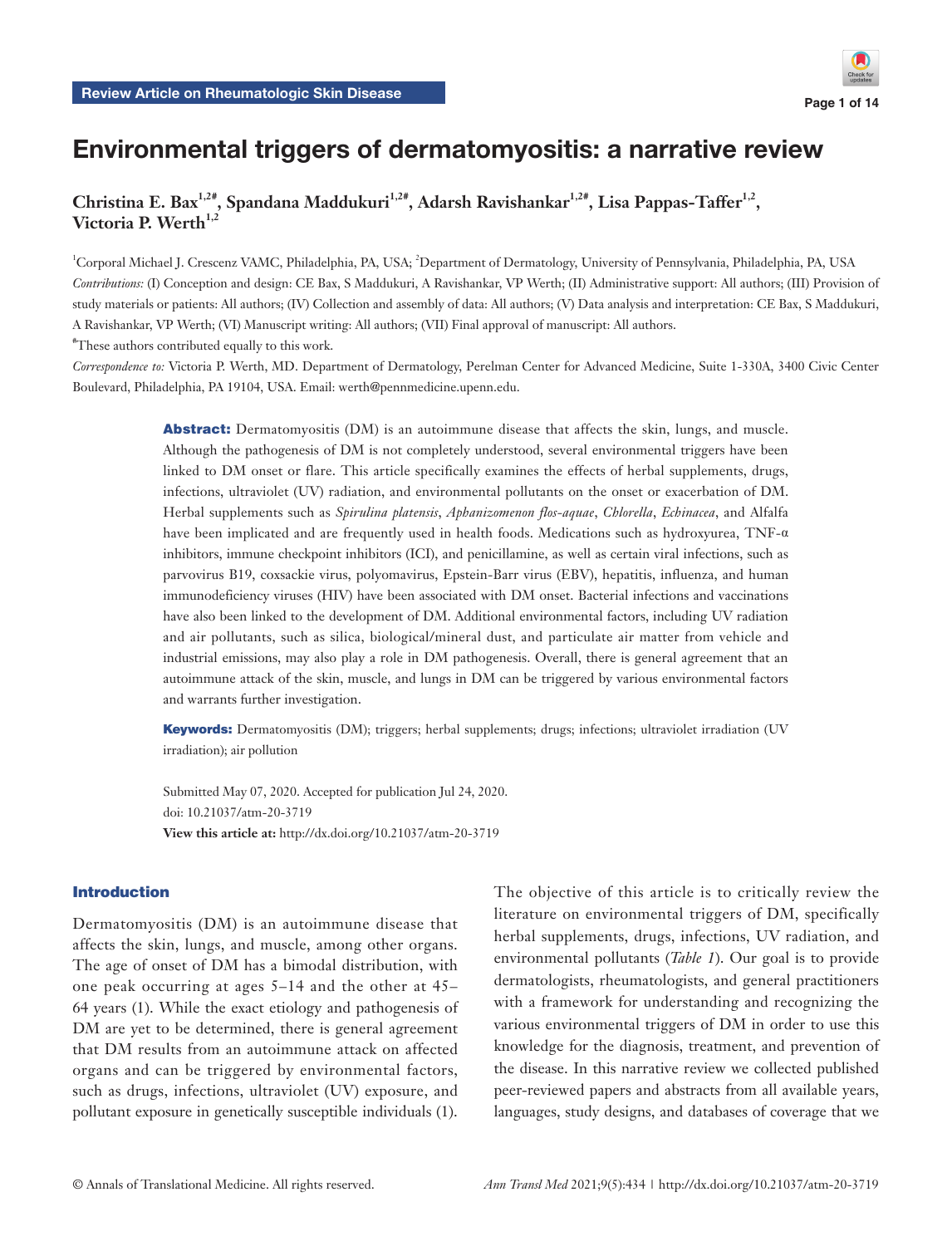Review Article on Rheumatologic Skin Disease

# Environmental triggers of dermatomyositis: a narrative review

**Christina E. Bax[1,2#], Spandana Maddukuri[1,2#], Adarsh Ravishankar[1,2#], Lisa Pappas-Taffer[1,2], Victoria P. Werth[1,2]**

[1]Corporal Michael J. Crescenz VAMC, Philadelphia, PA, USA; [2]Department of Dermatology, University of Pennsylvania, Philadelphia, PA, USA

*Contributions:* (I) Conception and design: CE Bax, S Maddukuri, A Ravishankar, VP Werth; (II) Administrative support: All authors; (III) Provision of study materials or patients: All authors; (IV) Collection and assembly of data: All authors; (V) Data analysis and interpretation: CE Bax, S Maddukuri, A Ravishankar, VP Werth; (VI) Manuscript writing: All authors; (VII) Final approval of manuscript: All authors.

[#]These authors contributed equally to this work.

*Correspondence to:* Victoria P. Werth, MD. Department of Dermatology, Perelman Center for Advanced Medicine, Suite 1-330A, 3400 Civic Center Boulevard, Philadelphia, PA 19104, USA. Email: werth@pennmedicine.upenn.edu.

**Abstract:** Dermatomyositis (DM) is an autoimmune disease that affects the skin, lungs, and muscle. Although the pathogenesis of DM is not completely understood, several environmental triggers have been linked to DM onset or flare. This article specifically examines the effects of herbal supplements, drugs, infections, ultraviolet (UV) radiation, and environmental pollutants on the onset or exacerbation of DM. Herbal supplements such as *Spirulina platensis*, *Aphanizomenon flos-aquae*, *Chlorella*, *Echinacea*, and Alfalfa have been implicated and are frequently used in health foods. Medications such as hydroxyurea, TNF-α inhibitors, immune checkpoint inhibitors (ICI), and penicillamine, as well as certain viral infections, such as parvovirus B19, coxsackie virus, polyomavirus, Epstein-Barr virus (EBV), hepatitis, influenza, and human immunodeficiency viruses (HIV) have been associated with DM onset. Bacterial infections and vaccinations have also been linked to the development of DM. Additional environmental factors, including UV radiation and air pollutants, such as silica, biological/mineral dust, and particulate air matter from vehicle and industrial emissions, may also play a role in DM pathogenesis. Overall, there is general agreement that an autoimmune attack of the skin, muscle, and lungs in DM can be triggered by various environmental factors and warrants further investigation.

**Keywords:** Dermatomyositis (DM); triggers; herbal supplements; drugs; infections; ultraviolet irradiation (UV irradiation); air pollution

Submitted May 07, 2020. Accepted for publication Jul 24, 2020.
doi: 10.21037/atm-20-3719
**View this article at:** http://dx.doi.org/10.21037/atm-20-3719

## Introduction

Dermatomyositis (DM) is an autoimmune disease that affects the skin, lungs, and muscle, among other organs. The age of onset of DM has a bimodal distribution, with one peak occurring at ages 5–14 and the other at 45–64 years (1). While the exact etiology and pathogenesis of DM are yet to be determined, there is general agreement that DM results from an autoimmune attack on affected organs and can be triggered by environmental factors, such as drugs, infections, ultraviolet (UV) exposure, and pollutant exposure in genetically susceptible individuals (1). The objective of this article is to critically review the literature on environmental triggers of DM, specifically herbal supplements, drugs, infections, UV radiation, and environmental pollutants (*Table 1*). Our goal is to provide dermatologists, rheumatologists, and general practitioners with a framework for understanding and recognizing the various environmental triggers of DM in order to use this knowledge for the diagnosis, treatment, and prevention of the disease. In this narrative review we collected published peer-reviewed papers and abstracts from all available years, languages, study designs, and databases of coverage that we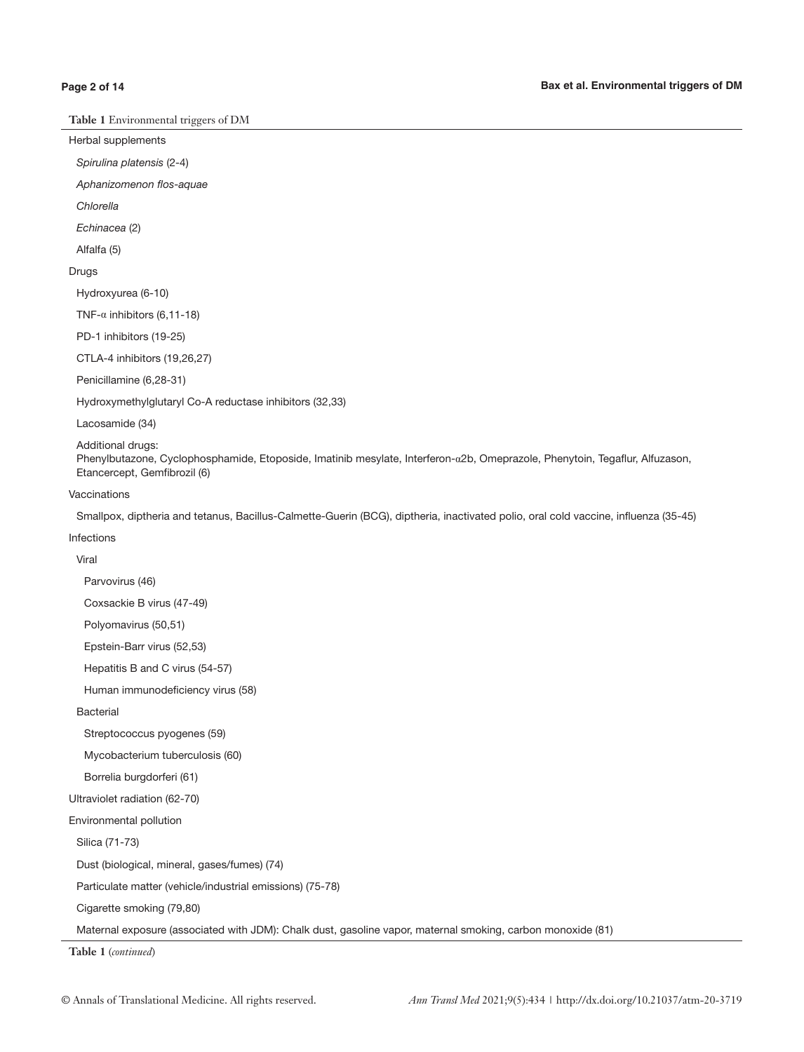**Table 1** Environmental triggers of DM

| |
|---|
| Herbal supplements |
| *Spirulina platensis* (2-4) |
| *Aphanizomenon flos-aquae* |
| *Chlorella* |
| *Echinacea* (2) |
| Alfalfa (5) |
| Drugs |
| Hydroxyurea (6-10) |
| TNF-α inhibitors (6,11-18) |
| PD-1 inhibitors (19-25) |
| CTLA-4 inhibitors (19,26,27) |
| Penicillamine (6,28-31) |
| Hydroxymethylglutaryl Co-A reductase inhibitors (32,33) |
| Lacosamide (34) |
| Additional drugs: Phenylbutazone, Cyclophosphamide, Etoposide, Imatinib mesylate, Interferon-α2b, Omeprazole, Phenytoin, Tegaflur, Alfuzason, Etancercept, Gemfibrozil (6) |
| Vaccinations |
| Smallpox, diptheria and tetanus, Bacillus-Calmette-Guerin (BCG), diptheria, inactivated polio, oral cold vaccine, influenza (35-45) |
| Infections |
| Viral |
| Parvovirus (46) |
| Coxsackie B virus (47-49) |
| Polyomavirus (50,51) |
| Epstein-Barr virus (52,53) |
| Hepatitis B and C virus (54-57) |
| Human immunodeficiency virus (58) |
| Bacterial |
| Streptococcus pyogenes (59) |
| Mycobacterium tuberculosis (60) |
| Borrelia burgdorferi (61) |
| Ultraviolet radiation (62-70) |
| Environmental pollution |
| Silica (71-73) |
| Dust (biological, mineral, gases/fumes) (74) |
| Particulate matter (vehicle/industrial emissions) (75-78) |
| Cigarette smoking (79,80) |
| Maternal exposure (associated with JDM): Chalk dust, gasoline vapor, maternal smoking, carbon monoxide (81) |

**Table 1** (*continued*)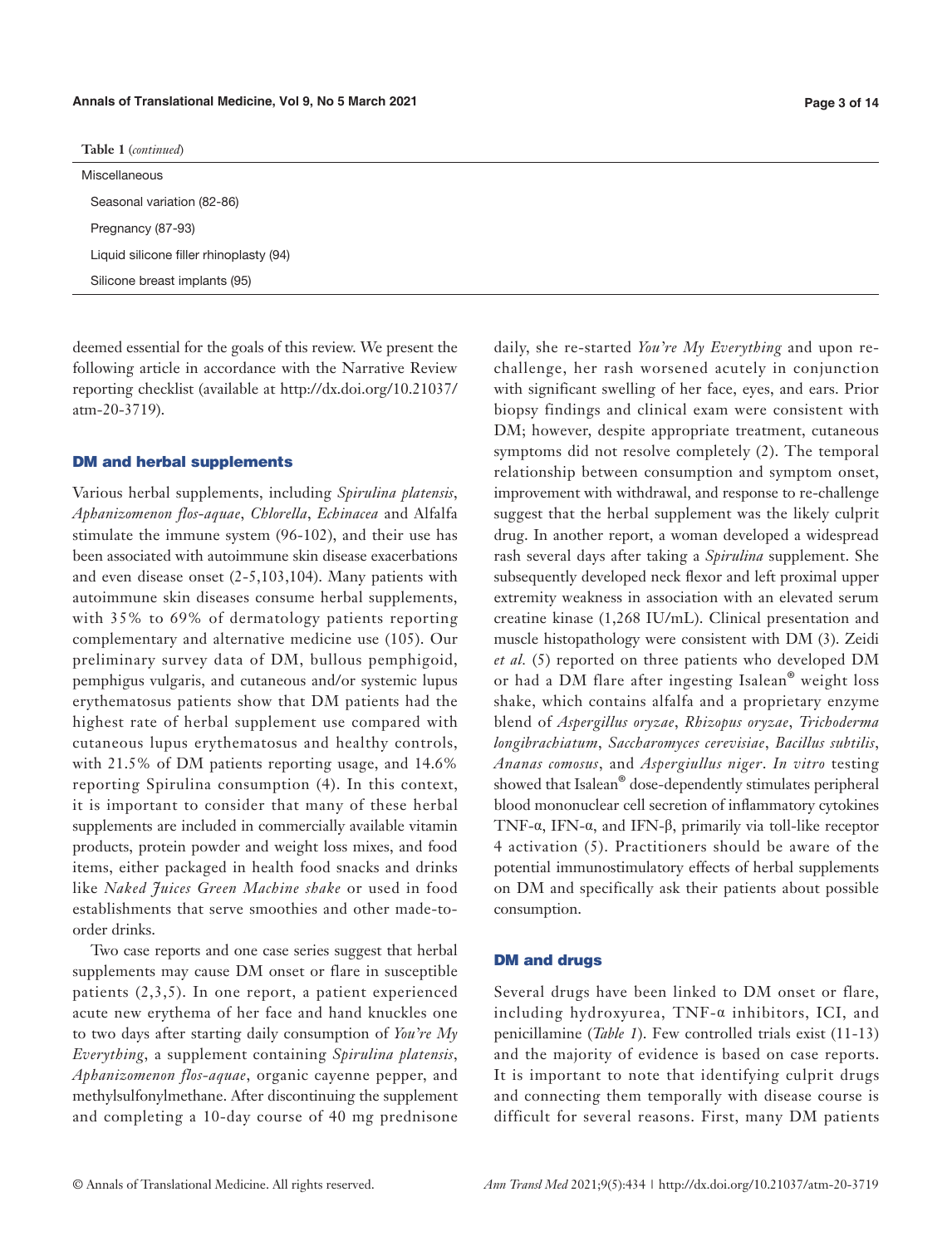**Table 1** (*continued*)

| |
|---|
| Miscellaneous |
| Seasonal variation (82-86) |
| Pregnancy (87-93) |
| Liquid silicone filler rhinoplasty (94) |
| Silicone breast implants (95) |

deemed essential for the goals of this review. We present the following article in accordance with the Narrative Review reporting checklist (available at http://dx.doi.org/10.21037/atm-20-3719).

## DM and herbal supplements

Various herbal supplements, including *Spirulina platensis*, *Aphanizomenon flos-aquae*, *Chlorella*, *Echinacea* and Alfalfa stimulate the immune system (96-102), and their use has been associated with autoimmune skin disease exacerbations and even disease onset (2-5,103,104). Many patients with autoimmune skin diseases consume herbal supplements, with 35% to 69% of dermatology patients reporting complementary and alternative medicine use (105). Our preliminary survey data of DM, bullous pemphigoid, pemphigus vulgaris, and cutaneous and/or systemic lupus erythematosus patients show that DM patients had the highest rate of herbal supplement use compared with cutaneous lupus erythematosus and healthy controls, with 21.5% of DM patients reporting usage, and 14.6% reporting Spirulina consumption (4). In this context, it is important to consider that many of these herbal supplements are included in commercially available vitamin products, protein powder and weight loss mixes, and food items, either packaged in health food snacks and drinks like *Naked Juices Green Machine shake* or used in food establishments that serve smoothies and other made-to-order drinks.

Two case reports and one case series suggest that herbal supplements may cause DM onset or flare in susceptible patients (2,3,5). In one report, a patient experienced acute new erythema of her face and hand knuckles one to two days after starting daily consumption of *You're My Everything*, a supplement containing *Spirulina platensis*, *Aphanizomenon flos-aquae*, organic cayenne pepper, and methylsulfonylmethane. After discontinuing the supplement and completing a 10-day course of 40 mg prednisone daily, she re-started *You're My Everything* and upon re-challenge, her rash worsened acutely in conjunction with significant swelling of her face, eyes, and ears. Prior biopsy findings and clinical exam were consistent with DM; however, despite appropriate treatment, cutaneous symptoms did not resolve completely (2). The temporal relationship between consumption and symptom onset, improvement with withdrawal, and response to re-challenge suggest that the herbal supplement was the likely culprit drug. In another report, a woman developed a widespread rash several days after taking a *Spirulina* supplement. She subsequently developed neck flexor and left proximal upper extremity weakness in association with an elevated serum creatine kinase (1,268 IU/mL). Clinical presentation and muscle histopathology were consistent with DM (3). Zeidi *et al.* (5) reported on three patients who developed DM or had a DM flare after ingesting Isalean® weight loss shake, which contains alfalfa and a proprietary enzyme blend of *Aspergillus oryzae*, *Rhizopus oryzae*, *Trichoderma longibrachiatum*, *Saccharomyces cerevisiae*, *Bacillus subtilis*, *Ananas comosus*, and *Aspergiullus niger*. *In vitro* testing showed that Isalean® dose-dependently stimulates peripheral blood mononuclear cell secretion of inflammatory cytokines TNF-α, IFN-α, and IFN-β, primarily via toll-like receptor 4 activation (5). Practitioners should be aware of the potential immunostimulatory effects of herbal supplements on DM and specifically ask their patients about possible consumption.

## DM and drugs

Several drugs have been linked to DM onset or flare, including hydroxyurea, TNF-α inhibitors, ICI, and penicillamine (*Table 1*). Few controlled trials exist (11-13) and the majority of evidence is based on case reports. It is important to note that identifying culprit drugs and connecting them temporally with disease course is difficult for several reasons. First, many DM patients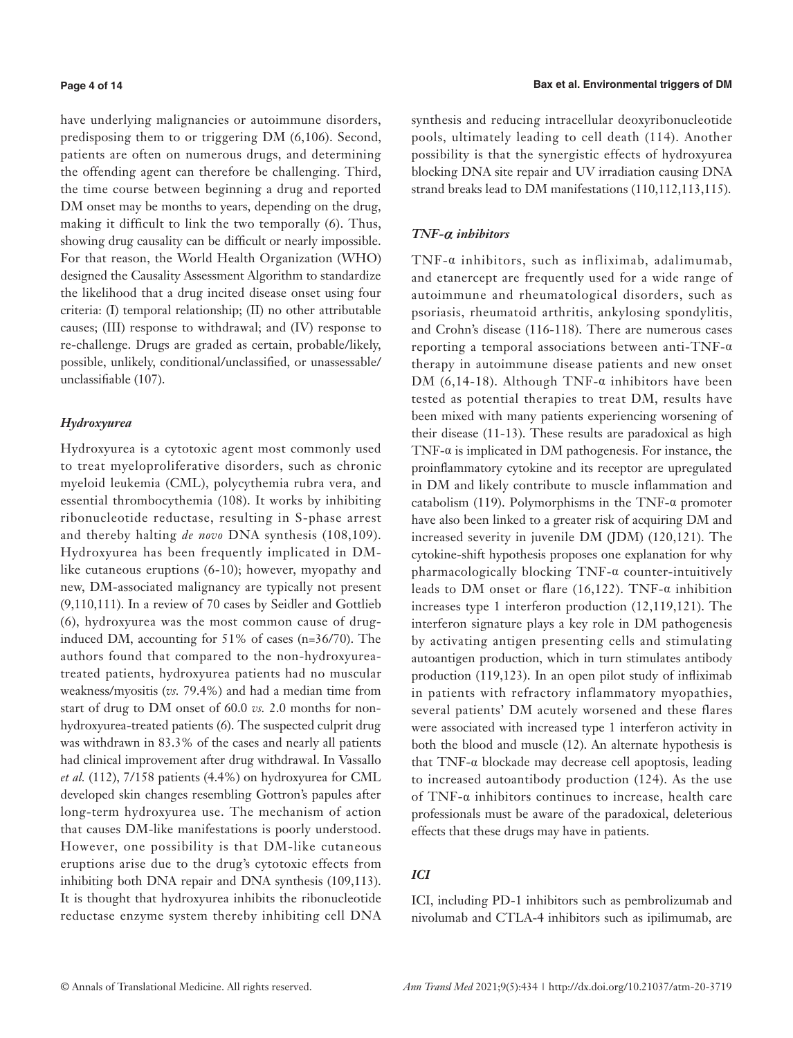have underlying malignancies or autoimmune disorders, predisposing them to or triggering DM (6,106). Second, patients are often on numerous drugs, and determining the offending agent can therefore be challenging. Third, the time course between beginning a drug and reported DM onset may be months to years, depending on the drug, making it difficult to link the two temporally (6). Thus, showing drug causality can be difficult or nearly impossible. For that reason, the World Health Organization (WHO) designed the Causality Assessment Algorithm to standardize the likelihood that a drug incited disease onset using four criteria: (I) temporal relationship; (II) no other attributable causes; (III) response to withdrawal; and (IV) response to re-challenge. Drugs are graded as certain, probable/likely, possible, unlikely, conditional/unclassified, or unassessable/unclassifiable (107).

### *Hydroxyurea*

Hydroxyurea is a cytotoxic agent most commonly used to treat myeloproliferative disorders, such as chronic myeloid leukemia (CML), polycythemia rubra vera, and essential thrombocythemia (108). It works by inhibiting ribonucleotide reductase, resulting in S-phase arrest and thereby halting *de novo* DNA synthesis (108,109). Hydroxyurea has been frequently implicated in DM-like cutaneous eruptions (6-10); however, myopathy and new, DM-associated malignancy are typically not present (9,110,111). In a review of 70 cases by Seidler and Gottlieb (6), hydroxyurea was the most common cause of drug-induced DM, accounting for 51% of cases (n=36/70). The authors found that compared to the non-hydroxyurea-treated patients, hydroxyurea patients had no muscular weakness/myositis (*vs.* 79.4%) and had a median time from start of drug to DM onset of 60.0 *vs.* 2.0 months for non-hydroxyurea-treated patients (6). The suspected culprit drug was withdrawn in 83.3% of the cases and nearly all patients had clinical improvement after drug withdrawal. In Vassallo *et al.* (112), 7/158 patients (4.4%) on hydroxyurea for CML developed skin changes resembling Gottron's papules after long-term hydroxyurea use. The mechanism of action that causes DM-like manifestations is poorly understood. However, one possibility is that DM-like cutaneous eruptions arise due to the drug's cytotoxic effects from inhibiting both DNA repair and DNA synthesis (109,113). It is thought that hydroxyurea inhibits the ribonucleotide reductase enzyme system thereby inhibiting cell DNA synthesis and reducing intracellular deoxyribonucleotide pools, ultimately leading to cell death (114). Another possibility is that the synergistic effects of hydroxyurea blocking DNA site repair and UV irradiation causing DNA strand breaks lead to DM manifestations (110,112,113,115).

### *TNF-α inhibitors*

TNF-α inhibitors, such as infliximab, adalimumab, and etanercept are frequently used for a wide range of autoimmune and rheumatological disorders, such as psoriasis, rheumatoid arthritis, ankylosing spondylitis, and Crohn's disease (116-118). There are numerous cases reporting a temporal associations between anti-TNF-α therapy in autoimmune disease patients and new onset DM (6,14-18). Although TNF-α inhibitors have been tested as potential therapies to treat DM, results have been mixed with many patients experiencing worsening of their disease (11-13). These results are paradoxical as high TNF-α is implicated in DM pathogenesis. For instance, the proinflammatory cytokine and its receptor are upregulated in DM and likely contribute to muscle inflammation and catabolism (119). Polymorphisms in the TNF-α promoter have also been linked to a greater risk of acquiring DM and increased severity in juvenile DM (JDM) (120,121). The cytokine-shift hypothesis proposes one explanation for why pharmacologically blocking TNF-α counter-intuitively leads to DM onset or flare (16,122). TNF-α inhibition increases type 1 interferon production (12,119,121). The interferon signature plays a key role in DM pathogenesis by activating antigen presenting cells and stimulating autoantigen production, which in turn stimulates antibody production (119,123). In an open pilot study of infliximab in patients with refractory inflammatory myopathies, several patients' DM acutely worsened and these flares were associated with increased type 1 interferon activity in both the blood and muscle (12). An alternate hypothesis is that TNF-α blockade may decrease cell apoptosis, leading to increased autoantibody production (124). As the use of TNF-α inhibitors continues to increase, health care professionals must be aware of the paradoxical, deleterious effects that these drugs may have in patients.

### *ICI*

ICI, including PD-1 inhibitors such as pembrolizumab and nivolumab and CTLA-4 inhibitors such as ipilimumab, are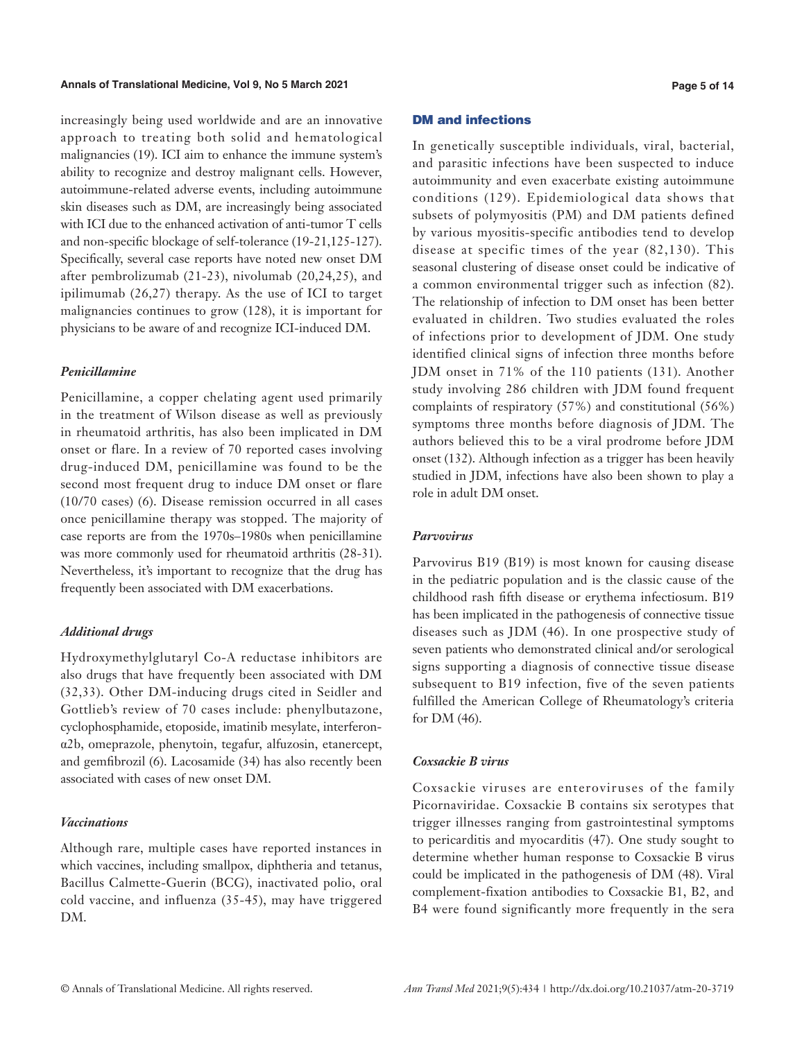increasingly being used worldwide and are an innovative approach to treating both solid and hematological malignancies (19). ICI aim to enhance the immune system's ability to recognize and destroy malignant cells. However, autoimmune-related adverse events, including autoimmune skin diseases such as DM, are increasingly being associated with ICI due to the enhanced activation of anti-tumor T cells and non-specific blockage of self-tolerance (19-21,125-127). Specifically, several case reports have noted new onset DM after pembrolizumab (21-23), nivolumab (20,24,25), and ipilimumab (26,27) therapy. As the use of ICI to target malignancies continues to grow (128), it is important for physicians to be aware of and recognize ICI-induced DM.

### *Penicillamine*

Penicillamine, a copper chelating agent used primarily in the treatment of Wilson disease as well as previously in rheumatoid arthritis, has also been implicated in DM onset or flare. In a review of 70 reported cases involving drug-induced DM, penicillamine was found to be the second most frequent drug to induce DM onset or flare (10/70 cases) (6). Disease remission occurred in all cases once penicillamine therapy was stopped. The majority of case reports are from the 1970s–1980s when penicillamine was more commonly used for rheumatoid arthritis (28-31). Nevertheless, it's important to recognize that the drug has frequently been associated with DM exacerbations.

### *Additional drugs*

Hydroxymethylglutaryl Co-A reductase inhibitors are also drugs that have frequently been associated with DM (32,33). Other DM-inducing drugs cited in Seidler and Gottlieb's review of 70 cases include: phenylbutazone, cyclophosphamide, etoposide, imatinib mesylate, interferon-α2b, omeprazole, phenytoin, tegafur, alfuzosin, etanercept, and gemfibrozil (6). Lacosamide (34) has also recently been associated with cases of new onset DM.

### *Vaccinations*

Although rare, multiple cases have reported instances in which vaccines, including smallpox, diphtheria and tetanus, Bacillus Calmette-Guerin (BCG), inactivated polio, oral cold vaccine, and influenza (35-45), may have triggered DM.

## DM and infections

In genetically susceptible individuals, viral, bacterial, and parasitic infections have been suspected to induce autoimmunity and even exacerbate existing autoimmune conditions (129). Epidemiological data shows that subsets of polymyositis (PM) and DM patients defined by various myositis-specific antibodies tend to develop disease at specific times of the year (82,130). This seasonal clustering of disease onset could be indicative of a common environmental trigger such as infection (82). The relationship of infection to DM onset has been better evaluated in children. Two studies evaluated the roles of infections prior to development of JDM. One study identified clinical signs of infection three months before JDM onset in 71% of the 110 patients (131). Another study involving 286 children with JDM found frequent complaints of respiratory (57%) and constitutional (56%) symptoms three months before diagnosis of JDM. The authors believed this to be a viral prodrome before JDM onset (132). Although infection as a trigger has been heavily studied in JDM, infections have also been shown to play a role in adult DM onset.

### *Parvovirus*

Parvovirus B19 (B19) is most known for causing disease in the pediatric population and is the classic cause of the childhood rash fifth disease or erythema infectiosum. B19 has been implicated in the pathogenesis of connective tissue diseases such as JDM (46). In one prospective study of seven patients who demonstrated clinical and/or serological signs supporting a diagnosis of connective tissue disease subsequent to B19 infection, five of the seven patients fulfilled the American College of Rheumatology's criteria for DM (46).

### *Coxsackie B virus*

Coxsackie viruses are enteroviruses of the family Picornaviridae. Coxsackie B contains six serotypes that trigger illnesses ranging from gastrointestinal symptoms to pericarditis and myocarditis (47). One study sought to determine whether human response to Coxsackie B virus could be implicated in the pathogenesis of DM (48). Viral complement-fixation antibodies to Coxsackie B1, B2, and B4 were found significantly more frequently in the sera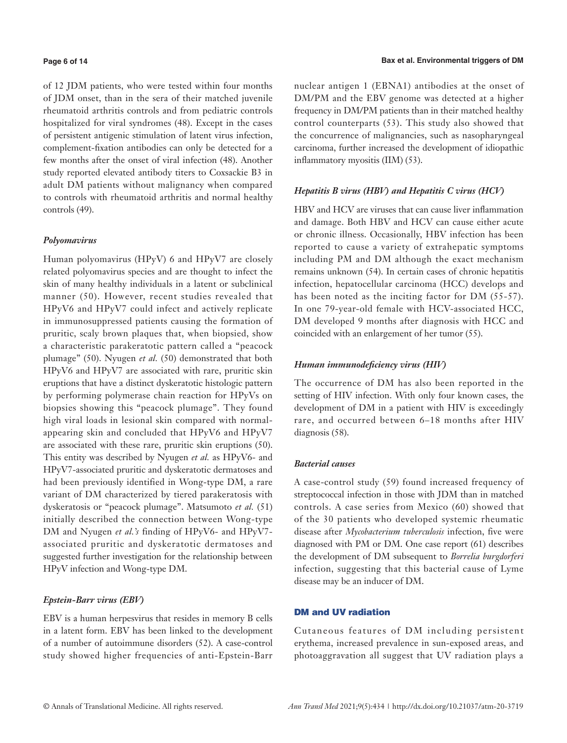of 12 JDM patients, who were tested within four months of JDM onset, than in the sera of their matched juvenile rheumatoid arthritis controls and from pediatric controls hospitalized for viral syndromes (48). Except in the cases of persistent antigenic stimulation of latent virus infection, complement-fixation antibodies can only be detected for a few months after the onset of viral infection (48). Another study reported elevated antibody titers to Coxsackie B3 in adult DM patients without malignancy when compared to controls with rheumatoid arthritis and normal healthy controls (49).

### *Polyomavirus*

Human polyomavirus (HPyV) 6 and HPyV7 are closely related polyomavirus species and are thought to infect the skin of many healthy individuals in a latent or subclinical manner (50). However, recent studies revealed that HPyV6 and HPyV7 could infect and actively replicate in immunosuppressed patients causing the formation of pruritic, scaly brown plaques that, when biopsied, show a characteristic parakeratotic pattern called a "peacock plumage" (50). Nyugen *et al.* (50) demonstrated that both HPyV6 and HPyV7 are associated with rare, pruritic skin eruptions that have a distinct dyskeratotic histologic pattern by performing polymerase chain reaction for HPyVs on biopsies showing this "peacock plumage". They found high viral loads in lesional skin compared with normal-appearing skin and concluded that HPyV6 and HPyV7 are associated with these rare, pruritic skin eruptions (50). This entity was described by Nyugen *et al.* as HPyV6- and HPyV7-associated pruritic and dyskeratotic dermatoses and had been previously identified in Wong-type DM, a rare variant of DM characterized by tiered parakeratosis with dyskeratosis or "peacock plumage". Matsumoto *et al.* (51) initially described the connection between Wong-type DM and Nyugen *et al.'s* finding of HPyV6- and HPyV7-associated pruritic and dyskeratotic dermatoses and suggested further investigation for the relationship between HPyV infection and Wong-type DM.

### *Epstein-Barr virus (EBV)*

EBV is a human herpesvirus that resides in memory B cells in a latent form. EBV has been linked to the development of a number of autoimmune disorders (52). A case-control study showed higher frequencies of anti-Epstein-Barr nuclear antigen 1 (EBNA1) antibodies at the onset of DM/PM and the EBV genome was detected at a higher frequency in DM/PM patients than in their matched healthy control counterparts (53). This study also showed that the concurrence of malignancies, such as nasopharyngeal carcinoma, further increased the development of idiopathic inflammatory myositis (IIM) (53).

### *Hepatitis B virus (HBV) and Hepatitis C virus (HCV)*

HBV and HCV are viruses that can cause liver inflammation and damage. Both HBV and HCV can cause either acute or chronic illness. Occasionally, HBV infection has been reported to cause a variety of extrahepatic symptoms including PM and DM although the exact mechanism remains unknown (54). In certain cases of chronic hepatitis infection, hepatocellular carcinoma (HCC) develops and has been noted as the inciting factor for DM (55-57). In one 79-year-old female with HCV-associated HCC, DM developed 9 months after diagnosis with HCC and coincided with an enlargement of her tumor (55).

### *Human immunodeficiency virus (HIV)*

The occurrence of DM has also been reported in the setting of HIV infection. With only four known cases, the development of DM in a patient with HIV is exceedingly rare, and occurred between 6–18 months after HIV diagnosis (58).

### *Bacterial causes*

A case-control study (59) found increased frequency of streptococcal infection in those with JDM than in matched controls. A case series from Mexico (60) showed that of the 30 patients who developed systemic rheumatic disease after *Mycobacterium tuberculosis* infection, five were diagnosed with PM or DM. One case report (61) describes the development of DM subsequent to *Borrelia burgdorferi* infection, suggesting that this bacterial cause of Lyme disease may be an inducer of DM.

## DM and UV radiation

Cutaneous features of DM including persistent erythema, increased prevalence in sun-exposed areas, and photoaggravation all suggest that UV radiation plays a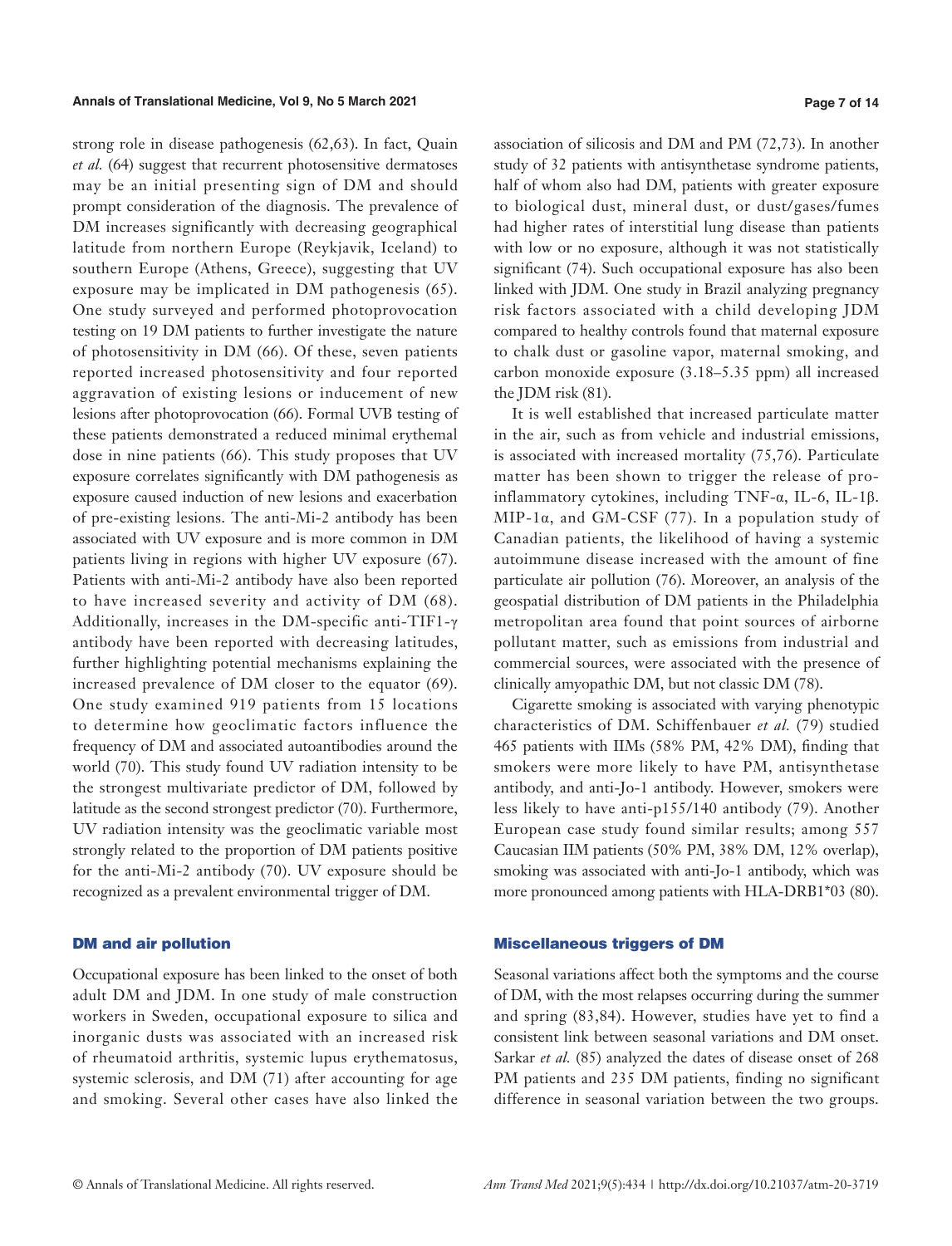strong role in disease pathogenesis (62,63). In fact, Quain *et al.* (64) suggest that recurrent photosensitive dermatoses may be an initial presenting sign of DM and should prompt consideration of the diagnosis. The prevalence of DM increases significantly with decreasing geographical latitude from northern Europe (Reykjavik, Iceland) to southern Europe (Athens, Greece), suggesting that UV exposure may be implicated in DM pathogenesis (65). One study surveyed and performed photoprovocation testing on 19 DM patients to further investigate the nature of photosensitivity in DM (66). Of these, seven patients reported increased photosensitivity and four reported aggravation of existing lesions or inducement of new lesions after photoprovocation (66). Formal UVB testing of these patients demonstrated a reduced minimal erythemal dose in nine patients (66). This study proposes that UV exposure correlates significantly with DM pathogenesis as exposure caused induction of new lesions and exacerbation of pre-existing lesions. The anti-Mi-2 antibody has been associated with UV exposure and is more common in DM patients living in regions with higher UV exposure (67). Patients with anti-Mi-2 antibody have also been reported to have increased severity and activity of DM (68). Additionally, increases in the DM-specific anti-TIF1-γ antibody have been reported with decreasing latitudes, further highlighting potential mechanisms explaining the increased prevalence of DM closer to the equator (69). One study examined 919 patients from 15 locations to determine how geoclimatic factors influence the frequency of DM and associated autoantibodies around the world (70). This study found UV radiation intensity to be the strongest multivariate predictor of DM, followed by latitude as the second strongest predictor (70). Furthermore, UV radiation intensity was the geoclimatic variable most strongly related to the proportion of DM patients positive for the anti-Mi-2 antibody (70). UV exposure should be recognized as a prevalent environmental trigger of DM.

## DM and air pollution

Occupational exposure has been linked to the onset of both adult DM and JDM. In one study of male construction workers in Sweden, occupational exposure to silica and inorganic dusts was associated with an increased risk of rheumatoid arthritis, systemic lupus erythematosus, systemic sclerosis, and DM (71) after accounting for age and smoking. Several other cases have also linked the association of silicosis and DM and PM (72,73). In another study of 32 patients with antisynthetase syndrome patients, half of whom also had DM, patients with greater exposure to biological dust, mineral dust, or dust/gases/fumes had higher rates of interstitial lung disease than patients with low or no exposure, although it was not statistically significant (74). Such occupational exposure has also been linked with JDM. One study in Brazil analyzing pregnancy risk factors associated with a child developing JDM compared to healthy controls found that maternal exposure to chalk dust or gasoline vapor, maternal smoking, and carbon monoxide exposure (3.18–5.35 ppm) all increased the JDM risk (81).

It is well established that increased particulate matter in the air, such as from vehicle and industrial emissions, is associated with increased mortality (75,76). Particulate matter has been shown to trigger the release of pro-inflammatory cytokines, including TNF-α, IL-6, IL-1β. MIP-1α, and GM-CSF (77). In a population study of Canadian patients, the likelihood of having a systemic autoimmune disease increased with the amount of fine particulate air pollution (76). Moreover, an analysis of the geospatial distribution of DM patients in the Philadelphia metropolitan area found that point sources of airborne pollutant matter, such as emissions from industrial and commercial sources, were associated with the presence of clinically amyopathic DM, but not classic DM (78).

Cigarette smoking is associated with varying phenotypic characteristics of DM. Schiffenbauer *et al.* (79) studied 465 patients with IIMs (58% PM, 42% DM), finding that smokers were more likely to have PM, antisynthetase antibody, and anti-Jo-1 antibody. However, smokers were less likely to have anti-p155/140 antibody (79). Another European case study found similar results; among 557 Caucasian IIM patients (50% PM, 38% DM, 12% overlap), smoking was associated with anti-Jo-1 antibody, which was more pronounced among patients with HLA-DRB1*03 (80).

## Miscellaneous triggers of DM

Seasonal variations affect both the symptoms and the course of DM, with the most relapses occurring during the summer and spring (83,84). However, studies have yet to find a consistent link between seasonal variations and DM onset. Sarkar *et al.* (85) analyzed the dates of disease onset of 268 PM patients and 235 DM patients, finding no significant difference in seasonal variation between the two groups.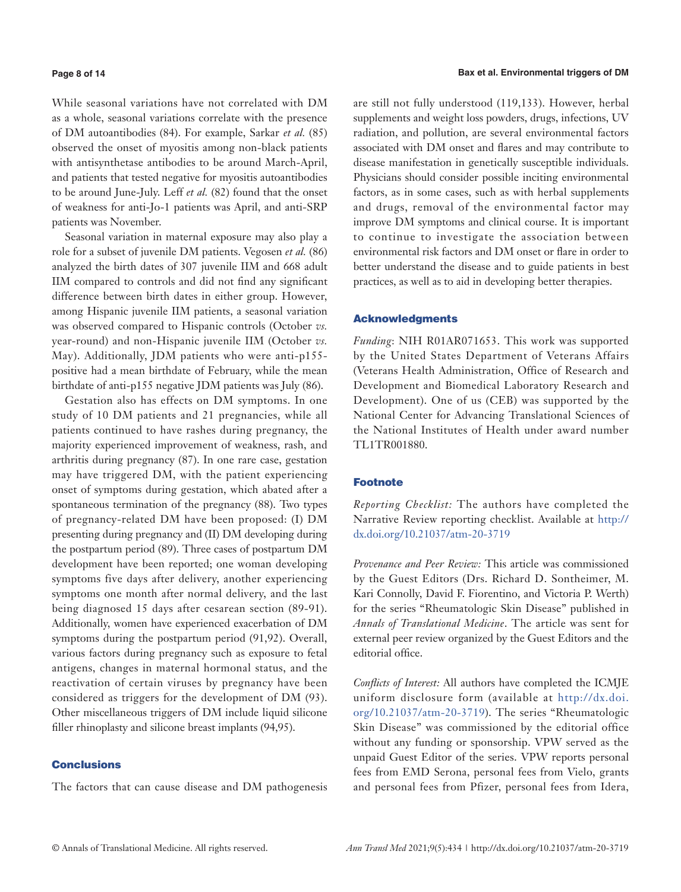While seasonal variations have not correlated with DM as a whole, seasonal variations correlate with the presence of DM autoantibodies (84). For example, Sarkar *et al.* (85) observed the onset of myositis among non-black patients with antisynthetase antibodies to be around March-April, and patients that tested negative for myositis autoantibodies to be around June-July. Leff *et al.* (82) found that the onset of weakness for anti-Jo-1 patients was April, and anti-SRP patients was November.

Seasonal variation in maternal exposure may also play a role for a subset of juvenile DM patients. Vegosen *et al.* (86) analyzed the birth dates of 307 juvenile IIM and 668 adult IIM compared to controls and did not find any significant difference between birth dates in either group. However, among Hispanic juvenile IIM patients, a seasonal variation was observed compared to Hispanic controls (October *vs.* year-round) and non-Hispanic juvenile IIM (October *vs.* May). Additionally, JDM patients who were anti-p155-positive had a mean birthdate of February, while the mean birthdate of anti-p155 negative JDM patients was July (86).

Gestation also has effects on DM symptoms. In one study of 10 DM patients and 21 pregnancies, while all patients continued to have rashes during pregnancy, the majority experienced improvement of weakness, rash, and arthritis during pregnancy (87). In one rare case, gestation may have triggered DM, with the patient experiencing onset of symptoms during gestation, which abated after a spontaneous termination of the pregnancy (88). Two types of pregnancy-related DM have been proposed: (I) DM presenting during pregnancy and (II) DM developing during the postpartum period (89). Three cases of postpartum DM development have been reported; one woman developing symptoms five days after delivery, another experiencing symptoms one month after normal delivery, and the last being diagnosed 15 days after cesarean section (89-91). Additionally, women have experienced exacerbation of DM symptoms during the postpartum period (91,92). Overall, various factors during pregnancy such as exposure to fetal antigens, changes in maternal hormonal status, and the reactivation of certain viruses by pregnancy have been considered as triggers for the development of DM (93). Other miscellaneous triggers of DM include liquid silicone filler rhinoplasty and silicone breast implants (94,95).

## Conclusions

The factors that can cause disease and DM pathogenesis are still not fully understood (119,133). However, herbal supplements and weight loss powders, drugs, infections, UV radiation, and pollution, are several environmental factors associated with DM onset and flares and may contribute to disease manifestation in genetically susceptible individuals. Physicians should consider possible inciting environmental factors, as in some cases, such as with herbal supplements and drugs, removal of the environmental factor may improve DM symptoms and clinical course. It is important to continue to investigate the association between environmental risk factors and DM onset or flare in order to better understand the disease and to guide patients in best practices, as well as to aid in developing better therapies.

## Acknowledgments

*Funding*: NIH R01AR071653. This work was supported by the United States Department of Veterans Affairs (Veterans Health Administration, Office of Research and Development and Biomedical Laboratory Research and Development). One of us (CEB) was supported by the National Center for Advancing Translational Sciences of the National Institutes of Health under award number TL1TR001880.

## Footnote

*Reporting Checklist:* The authors have completed the Narrative Review reporting checklist. Available at http://dx.doi.org/10.21037/atm-20-3719

*Provenance and Peer Review:* This article was commissioned by the Guest Editors (Drs. Richard D. Sontheimer, M. Kari Connolly, David F. Fiorentino, and Victoria P. Werth) for the series "Rheumatologic Skin Disease" published in *Annals of Translational Medicine*. The article was sent for external peer review organized by the Guest Editors and the editorial office.

*Conflicts of Interest:* All authors have completed the ICMJE uniform disclosure form (available at http://dx.doi.org/10.21037/atm-20-3719). The series "Rheumatologic Skin Disease" was commissioned by the editorial office without any funding or sponsorship. VPW served as the unpaid Guest Editor of the series. VPW reports personal fees from EMD Serona, personal fees from Vielo, grants and personal fees from Pfizer, personal fees from Idera,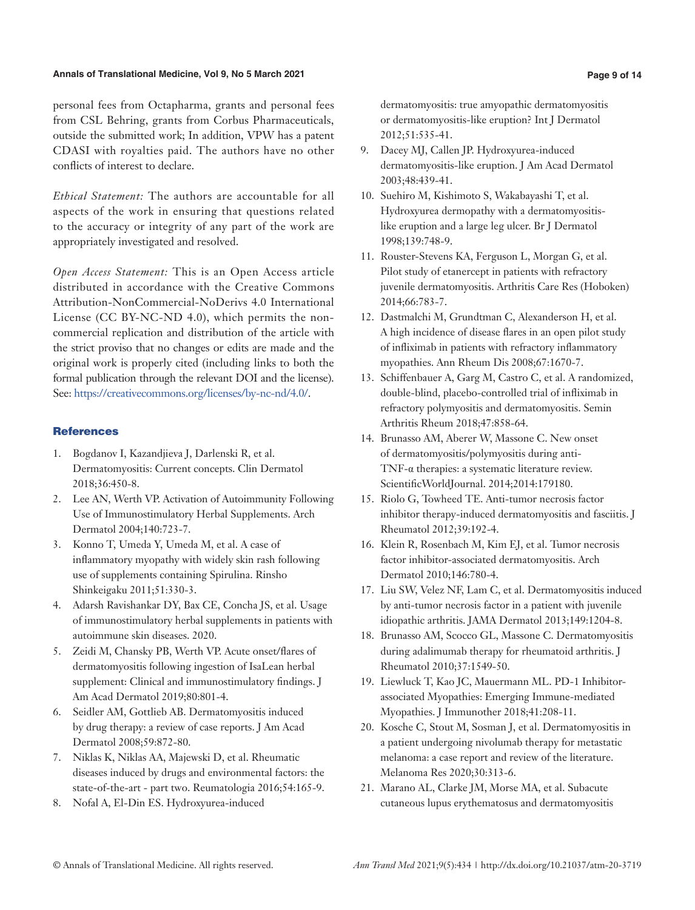personal fees from Octapharma, grants and personal fees from CSL Behring, grants from Corbus Pharmaceuticals, outside the submitted work; In addition, VPW has a patent CDASI with royalties paid. The authors have no other conflicts of interest to declare.

*Ethical Statement:* The authors are accountable for all aspects of the work in ensuring that questions related to the accuracy or integrity of any part of the work are appropriately investigated and resolved.

*Open Access Statement:* This is an Open Access article distributed in accordance with the Creative Commons Attribution-NonCommercial-NoDerivs 4.0 International License (CC BY-NC-ND 4.0), which permits the non-commercial replication and distribution of the article with the strict proviso that no changes or edits are made and the original work is properly cited (including links to both the formal publication through the relevant DOI and the license). See: https://creativecommons.org/licenses/by-nc-nd/4.0/.

## References

1. Bogdanov I, Kazandjieva J, Darlenski R, et al. Dermatomyositis: Current concepts. Clin Dermatol 2018;36:450-8.
2. Lee AN, Werth VP. Activation of Autoimmunity Following Use of Immunostimulatory Herbal Supplements. Arch Dermatol 2004;140:723-7.
3. Konno T, Umeda Y, Umeda M, et al. A case of inflammatory myopathy with widely skin rash following use of supplements containing Spirulina. Rinsho Shinkeigaku 2011;51:330-3.
4. Adarsh Ravishankar DY, Bax CE, Concha JS, et al. Usage of immunostimulatory herbal supplements in patients with autoimmune skin diseases. 2020.
5. Zeidi M, Chansky PB, Werth VP. Acute onset/flares of dermatomyositis following ingestion of IsaLean herbal supplement: Clinical and immunostimulatory findings. J Am Acad Dermatol 2019;80:801-4.
6. Seidler AM, Gottlieb AB. Dermatomyositis induced by drug therapy: a review of case reports. J Am Acad Dermatol 2008;59:872-80.
7. Niklas K, Niklas AA, Majewski D, et al. Rheumatic diseases induced by drugs and environmental factors: the state-of-the-art - part two. Reumatologia 2016;54:165-9.
8. Nofal A, El-Din ES. Hydroxyurea-induced dermatomyositis: true amyopathic dermatomyositis or dermatomyositis-like eruption? Int J Dermatol 2012;51:535-41.
9. Dacey MJ, Callen JP. Hydroxyurea-induced dermatomyositis-like eruption. J Am Acad Dermatol 2003;48:439-41.
10. Suehiro M, Kishimoto S, Wakabayashi T, et al. Hydroxyurea dermopathy with a dermatomyositis-like eruption and a large leg ulcer. Br J Dermatol 1998;139:748-9.
11. Rouster-Stevens KA, Ferguson L, Morgan G, et al. Pilot study of etanercept in patients with refractory juvenile dermatomyositis. Arthritis Care Res (Hoboken) 2014;66:783-7.
12. Dastmalchi M, Grundtman C, Alexanderson H, et al. A high incidence of disease flares in an open pilot study of infliximab in patients with refractory inflammatory myopathies. Ann Rheum Dis 2008;67:1670-7.
13. Schiffenbauer A, Garg M, Castro C, et al. A randomized, double-blind, placebo-controlled trial of infliximab in refractory polymyositis and dermatomyositis. Semin Arthritis Rheum 2018;47:858-64.
14. Brunasso AM, Aberer W, Massone C. New onset of dermatomyositis/polymyositis during anti-TNF-α therapies: a systematic literature review. ScientificWorldJournal. 2014;2014:179180.
15. Riolo G, Towheed TE. Anti-tumor necrosis factor inhibitor therapy-induced dermatomyositis and fasciitis. J Rheumatol 2012;39:192-4.
16. Klein R, Rosenbach M, Kim EJ, et al. Tumor necrosis factor inhibitor-associated dermatomyositis. Arch Dermatol 2010;146:780-4.
17. Liu SW, Velez NF, Lam C, et al. Dermatomyositis induced by anti-tumor necrosis factor in a patient with juvenile idiopathic arthritis. JAMA Dermatol 2013;149:1204-8.
18. Brunasso AM, Scocco GL, Massone C. Dermatomyositis during adalimumab therapy for rheumatoid arthritis. J Rheumatol 2010;37:1549-50.
19. Liewluck T, Kao JC, Mauermann ML. PD-1 Inhibitor-associated Myopathies: Emerging Immune-mediated Myopathies. J Immunother 2018;41:208-11.
20. Kosche C, Stout M, Sosman J, et al. Dermatomyositis in a patient undergoing nivolumab therapy for metastatic melanoma: a case report and review of the literature. Melanoma Res 2020;30:313-6.
21. Marano AL, Clarke JM, Morse MA, et al. Subacute cutaneous lupus erythematosus and dermatomyositis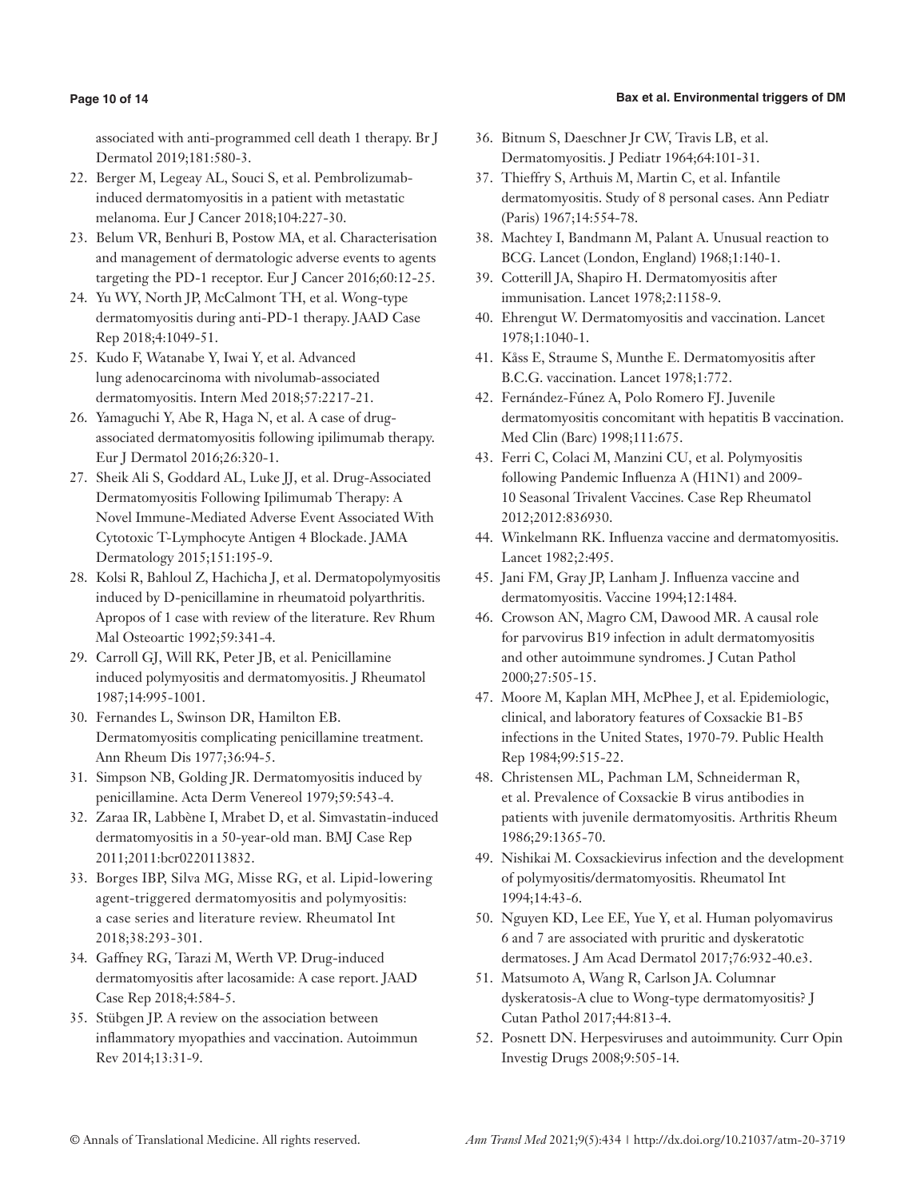associated with anti-programmed cell death 1 therapy. Br J Dermatol 2019;181:580-3.

22. Berger M, Legeay AL, Souci S, et al. Pembrolizumab-induced dermatomyositis in a patient with metastatic melanoma. Eur J Cancer 2018;104:227-30.
23. Belum VR, Benhuri B, Postow MA, et al. Characterisation and management of dermatologic adverse events to agents targeting the PD-1 receptor. Eur J Cancer 2016;60:12-25.
24. Yu WY, North JP, McCalmont TH, et al. Wong-type dermatomyositis during anti-PD-1 therapy. JAAD Case Rep 2018;4:1049-51.
25. Kudo F, Watanabe Y, Iwai Y, et al. Advanced lung adenocarcinoma with nivolumab-associated dermatomyositis. Intern Med 2018;57:2217-21.
26. Yamaguchi Y, Abe R, Haga N, et al. A case of drug-associated dermatomyositis following ipilimumab therapy. Eur J Dermatol 2016;26:320-1.
27. Sheik Ali S, Goddard AL, Luke JJ, et al. Drug-Associated Dermatomyositis Following Ipilimumab Therapy: A Novel Immune-Mediated Adverse Event Associated With Cytotoxic T-Lymphocyte Antigen 4 Blockade. JAMA Dermatology 2015;151:195-9.
28. Kolsi R, Bahloul Z, Hachicha J, et al. Dermatopolymyositis induced by D-penicillamine in rheumatoid polyarthritis. Apropos of 1 case with review of the literature. Rev Rhum Mal Osteoartic 1992;59:341-4.
29. Carroll GJ, Will RK, Peter JB, et al. Penicillamine induced polymyositis and dermatomyositis. J Rheumatol 1987;14:995-1001.
30. Fernandes L, Swinson DR, Hamilton EB. Dermatomyositis complicating penicillamine treatment. Ann Rheum Dis 1977;36:94-5.
31. Simpson NB, Golding JR. Dermatomyositis induced by penicillamine. Acta Derm Venereol 1979;59:543-4.
32. Zaraa IR, Labbène I, Mrabet D, et al. Simvastatin-induced dermatomyositis in a 50-year-old man. BMJ Case Rep 2011;2011:bcr0220113832.
33. Borges IBP, Silva MG, Misse RG, et al. Lipid-lowering agent-triggered dermatomyositis and polymyositis: a case series and literature review. Rheumatol Int 2018;38:293-301.
34. Gaffney RG, Tarazi M, Werth VP. Drug-induced dermatomyositis after lacosamide: A case report. JAAD Case Rep 2018;4:584-5.
35. Stübgen JP. A review on the association between inflammatory myopathies and vaccination. Autoimmun Rev 2014;13:31-9.
36. Bitnum S, Daeschner Jr CW, Travis LB, et al. Dermatomyositis. J Pediatr 1964;64:101-31.
37. Thieffry S, Arthuis M, Martin C, et al. Infantile dermatomyositis. Study of 8 personal cases. Ann Pediatr (Paris) 1967;14:554-78.
38. Machtey I, Bandmann M, Palant A. Unusual reaction to BCG. Lancet (London, England) 1968;1:140-1.
39. Cotterill JA, Shapiro H. Dermatomyositis after immunisation. Lancet 1978;2:1158-9.
40. Ehrengut W. Dermatomyositis and vaccination. Lancet 1978;1:1040-1.
41. Kåss E, Straume S, Munthe E. Dermatomyositis after B.C.G. vaccination. Lancet 1978;1:772.
42. Fernández-Fúnez A, Polo Romero FJ. Juvenile dermatomyositis concomitant with hepatitis B vaccination. Med Clin (Barc) 1998;111:675.
43. Ferri C, Colaci M, Manzini CU, et al. Polymyositis following Pandemic Influenza A (H1N1) and 2009-10 Seasonal Trivalent Vaccines. Case Rep Rheumatol 2012;2012:836930.
44. Winkelmann RK. Influenza vaccine and dermatomyositis. Lancet 1982;2:495.
45. Jani FM, Gray JP, Lanham J. Influenza vaccine and dermatomyositis. Vaccine 1994;12:1484.
46. Crowson AN, Magro CM, Dawood MR. A causal role for parvovirus B19 infection in adult dermatomyositis and other autoimmune syndromes. J Cutan Pathol 2000;27:505-15.
47. Moore M, Kaplan MH, McPhee J, et al. Epidemiologic, clinical, and laboratory features of Coxsackie B1-B5 infections in the United States, 1970-79. Public Health Rep 1984;99:515-22.
48. Christensen ML, Pachman LM, Schneiderman R, et al. Prevalence of Coxsackie B virus antibodies in patients with juvenile dermatomyositis. Arthritis Rheum 1986;29:1365-70.
49. Nishikai M. Coxsackievirus infection and the development of polymyositis/dermatomyositis. Rheumatol Int 1994;14:43-6.
50. Nguyen KD, Lee EE, Yue Y, et al. Human polyomavirus 6 and 7 are associated with pruritic and dyskeratotic dermatoses. J Am Acad Dermatol 2017;76:932-40.e3.
51. Matsumoto A, Wang R, Carlson JA. Columnar dyskeratosis-A clue to Wong-type dermatomyositis? J Cutan Pathol 2017;44:813-4.
52. Posnett DN. Herpesviruses and autoimmunity. Curr Opin Investig Drugs 2008;9:505-14.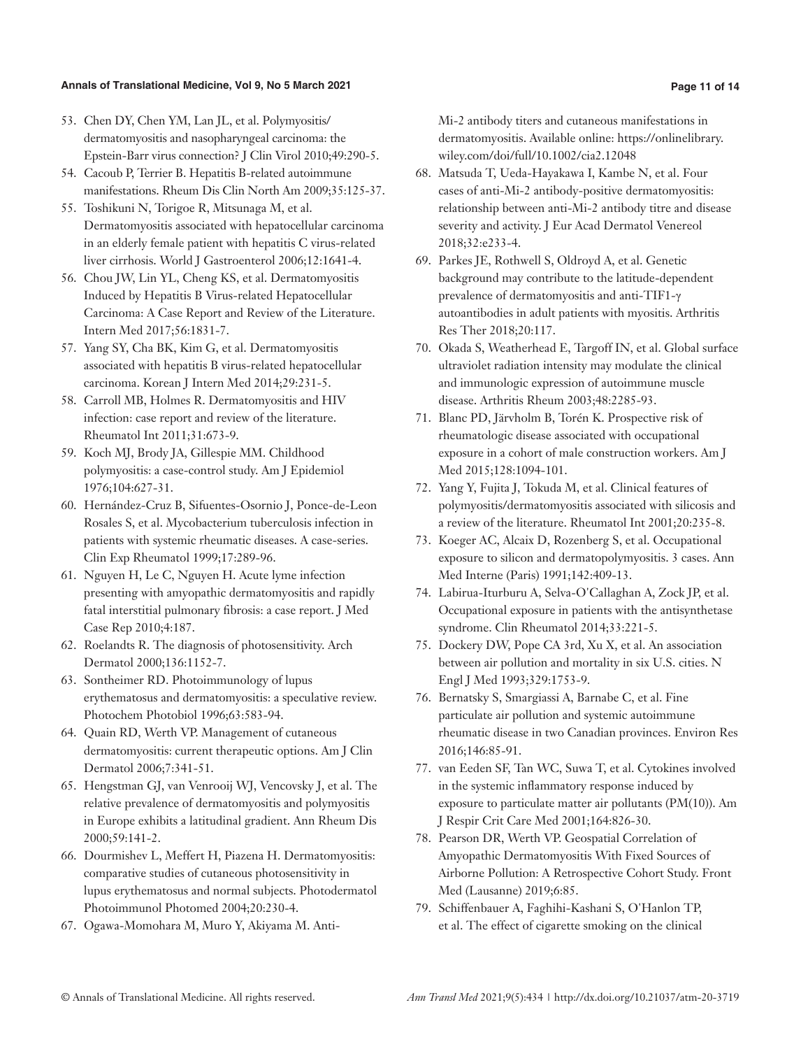53. Chen DY, Chen YM, Lan JL, et al. Polymyositis/dermatomyositis and nasopharyngeal carcinoma: the Epstein-Barr virus connection? J Clin Virol 2010;49:290-5.
54. Cacoub P, Terrier B. Hepatitis B-related autoimmune manifestations. Rheum Dis Clin North Am 2009;35:125-37.
55. Toshikuni N, Torigoe R, Mitsunaga M, et al. Dermatomyositis associated with hepatocellular carcinoma in an elderly female patient with hepatitis C virus-related liver cirrhosis. World J Gastroenterol 2006;12:1641-4.
56. Chou JW, Lin YL, Cheng KS, et al. Dermatomyositis Induced by Hepatitis B Virus-related Hepatocellular Carcinoma: A Case Report and Review of the Literature. Intern Med 2017;56:1831-7.
57. Yang SY, Cha BK, Kim G, et al. Dermatomyositis associated with hepatitis B virus-related hepatocellular carcinoma. Korean J Intern Med 2014;29:231-5.
58. Carroll MB, Holmes R. Dermatomyositis and HIV infection: case report and review of the literature. Rheumatol Int 2011;31:673-9.
59. Koch MJ, Brody JA, Gillespie MM. Childhood polymyositis: a case-control study. Am J Epidemiol 1976;104:627-31.
60. Hernández-Cruz B, Sifuentes-Osornio J, Ponce-de-Leon Rosales S, et al. Mycobacterium tuberculosis infection in patients with systemic rheumatic diseases. A case-series. Clin Exp Rheumatol 1999;17:289-96.
61. Nguyen H, Le C, Nguyen H. Acute lyme infection presenting with amyopathic dermatomyositis and rapidly fatal interstitial pulmonary fibrosis: a case report. J Med Case Rep 2010;4:187.
62. Roelandts R. The diagnosis of photosensitivity. Arch Dermatol 2000;136:1152-7.
63. Sontheimer RD. Photoimmunology of lupus erythematosus and dermatomyositis: a speculative review. Photochem Photobiol 1996;63:583-94.
64. Quain RD, Werth VP. Management of cutaneous dermatomyositis: current therapeutic options. Am J Clin Dermatol 2006;7:341-51.
65. Hengstman GJ, van Venrooij WJ, Vencovsky J, et al. The relative prevalence of dermatomyositis and polymyositis in Europe exhibits a latitudinal gradient. Ann Rheum Dis 2000;59:141-2.
66. Dourmishev L, Meffert H, Piazena H. Dermatomyositis: comparative studies of cutaneous photosensitivity in lupus erythematosus and normal subjects. Photodermatol Photoimmunol Photomed 2004;20:230-4.
67. Ogawa-Momohara M, Muro Y, Akiyama M. Anti-Mi-2 antibody titers and cutaneous manifestations in dermatomyositis. Available online: https://onlinelibrary.wiley.com/doi/full/10.1002/cia2.12048
68. Matsuda T, Ueda-Hayakawa I, Kambe N, et al. Four cases of anti-Mi-2 antibody-positive dermatomyositis: relationship between anti-Mi-2 antibody titre and disease severity and activity. J Eur Acad Dermatol Venereol 2018;32:e233-4.
69. Parkes JE, Rothwell S, Oldroyd A, et al. Genetic background may contribute to the latitude-dependent prevalence of dermatomyositis and anti-TIF1-γ autoantibodies in adult patients with myositis. Arthritis Res Ther 2018;20:117.
70. Okada S, Weatherhead E, Targoff IN, et al. Global surface ultraviolet radiation intensity may modulate the clinical and immunologic expression of autoimmune muscle disease. Arthritis Rheum 2003;48:2285-93.
71. Blanc PD, Järvholm B, Torén K. Prospective risk of rheumatologic disease associated with occupational exposure in a cohort of male construction workers. Am J Med 2015;128:1094-101.
72. Yang Y, Fujita J, Tokuda M, et al. Clinical features of polymyositis/dermatomyositis associated with silicosis and a review of the literature. Rheumatol Int 2001;20:235-8.
73. Koeger AC, Alcaix D, Rozenberg S, et al. Occupational exposure to silicon and dermatopolymyositis. 3 cases. Ann Med Interne (Paris) 1991;142:409-13.
74. Labirua-Iturburu A, Selva-O'Callaghan A, Zock JP, et al. Occupational exposure in patients with the antisynthetase syndrome. Clin Rheumatol 2014;33:221-5.
75. Dockery DW, Pope CA 3rd, Xu X, et al. An association between air pollution and mortality in six U.S. cities. N Engl J Med 1993;329:1753-9.
76. Bernatsky S, Smargiassi A, Barnabe C, et al. Fine particulate air pollution and systemic autoimmune rheumatic disease in two Canadian provinces. Environ Res 2016;146:85-91.
77. van Eeden SF, Tan WC, Suwa T, et al. Cytokines involved in the systemic inflammatory response induced by exposure to particulate matter air pollutants (PM(10)). Am J Respir Crit Care Med 2001;164:826-30.
78. Pearson DR, Werth VP. Geospatial Correlation of Amyopathic Dermatomyositis With Fixed Sources of Airborne Pollution: A Retrospective Cohort Study. Front Med (Lausanne) 2019;6:85.
79. Schiffenbauer A, Faghihi-Kashani S, O'Hanlon TP, et al. The effect of cigarette smoking on the clinical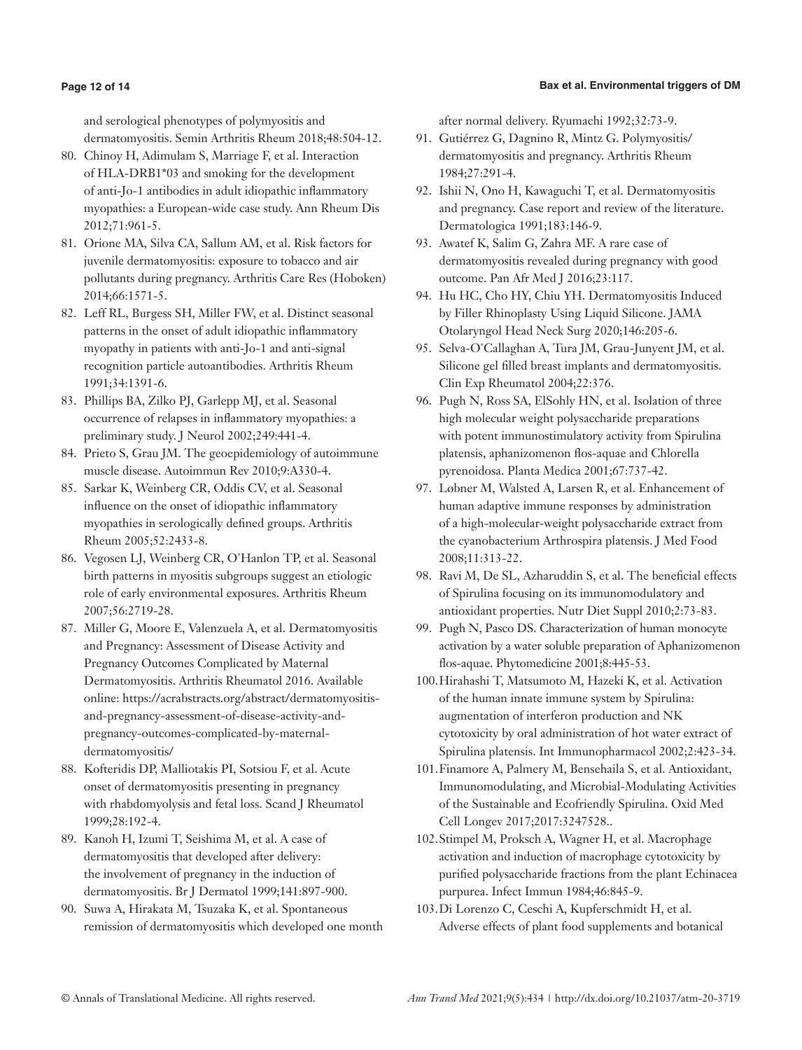and serological phenotypes of polymyositis and dermatomyositis. Semin Arthritis Rheum 2018;48:504-12.

80. Chinoy H, Adimulam S, Marriage F, et al. Interaction of HLA-DRB1*03 and smoking for the development of anti-Jo-1 antibodies in adult idiopathic inflammatory myopathies: a European-wide case study. Ann Rheum Dis 2012;71:961-5.
81. Orione MA, Silva CA, Sallum AM, et al. Risk factors for juvenile dermatomyositis: exposure to tobacco and air pollutants during pregnancy. Arthritis Care Res (Hoboken) 2014;66:1571-5.
82. Leff RL, Burgess SH, Miller FW, et al. Distinct seasonal patterns in the onset of adult idiopathic inflammatory myopathy in patients with anti-Jo-1 and anti-signal recognition particle autoantibodies. Arthritis Rheum 1991;34:1391-6.
83. Phillips BA, Zilko PJ, Garlepp MJ, et al. Seasonal occurrence of relapses in inflammatory myopathies: a preliminary study. J Neurol 2002;249:441-4.
84. Prieto S, Grau JM. The geoepidemiology of autoimmune muscle disease. Autoimmun Rev 2010;9:A330-4.
85. Sarkar K, Weinberg CR, Oddis CV, et al. Seasonal influence on the onset of idiopathic inflammatory myopathies in serologically defined groups. Arthritis Rheum 2005;52:2433-8.
86. Vegosen LJ, Weinberg CR, O'Hanlon TP, et al. Seasonal birth patterns in myositis subgroups suggest an etiologic role of early environmental exposures. Arthritis Rheum 2007;56:2719-28.
87. Miller G, Moore E, Valenzuela A, et al. Dermatomyositis and Pregnancy: Assessment of Disease Activity and Pregnancy Outcomes Complicated by Maternal Dermatomyositis. Arthritis Rheumatol 2016. Available online: https://acrabstracts.org/abstract/dermatomyositis-and-pregnancy-assessment-of-disease-activity-and-pregnancy-outcomes-complicated-by-maternal-dermatomyositis/
88. Kofteridis DP, Malliotakis PI, Sotsiou F, et al. Acute onset of dermatomyositis presenting in pregnancy with rhabdomyolysis and fetal loss. Scand J Rheumatol 1999;28:192-4.
89. Kanoh H, Izumi T, Seishima M, et al. A case of dermatomyositis that developed after delivery: the involvement of pregnancy in the induction of dermatomyositis. Br J Dermatol 1999;141:897-900.
90. Suwa A, Hirakata M, Tsuzaka K, et al. Spontaneous remission of dermatomyositis which developed one month after normal delivery. Ryumachi 1992;32:73-9.
91. Gutiérrez G, Dagnino R, Mintz G. Polymyositis/dermatomyositis and pregnancy. Arthritis Rheum 1984;27:291-4.
92. Ishii N, Ono H, Kawaguchi T, et al. Dermatomyositis and pregnancy. Case report and review of the literature. Dermatologica 1991;183:146-9.
93. Awatef K, Salim G, Zahra MF. A rare case of dermatomyositis revealed during pregnancy with good outcome. Pan Afr Med J 2016;23:117.
94. Hu HC, Cho HY, Chiu YH. Dermatomyositis Induced by Filler Rhinoplasty Using Liquid Silicone. JAMA Otolaryngol Head Neck Surg 2020;146:205-6.
95. Selva-O'Callaghan A, Tura JM, Grau-Junyent JM, et al. Silicone gel filled breast implants and dermatomyositis. Clin Exp Rheumatol 2004;22:376.
96. Pugh N, Ross SA, ElSohly HN, et al. Isolation of three high molecular weight polysaccharide preparations with potent immunostimulatory activity from Spirulina platensis, aphanizomenon flos-aquae and Chlorella pyrenoidosa. Planta Medica 2001;67:737-42.
97. Løbner M, Walsted A, Larsen R, et al. Enhancement of human adaptive immune responses by administration of a high-molecular-weight polysaccharide extract from the cyanobacterium Arthrospira platensis. J Med Food 2008;11:313-22.
98. Ravi M, De SL, Azharuddin S, et al. The beneficial effects of Spirulina focusing on its immunomodulatory and antioxidant properties. Nutr Diet Suppl 2010;2:73-83.
99. Pugh N, Pasco DS. Characterization of human monocyte activation by a water soluble preparation of Aphanizomenon flos-aquae. Phytomedicine 2001;8:445-53.
100. Hirahashi T, Matsumoto M, Hazeki K, et al. Activation of the human innate immune system by Spirulina: augmentation of interferon production and NK cytotoxicity by oral administration of hot water extract of Spirulina platensis. Int Immunopharmacol 2002;2:423-34.
101. Finamore A, Palmery M, Bensehaila S, et al. Antioxidant, Immunomodulating, and Microbial-Modulating Activities of the Sustainable and Ecofriendly Spirulina. Oxid Med Cell Longev 2017;2017:3247528..
102. Stimpel M, Proksch A, Wagner H, et al. Macrophage activation and induction of macrophage cytotoxicity by purified polysaccharide fractions from the plant Echinacea purpurea. Infect Immun 1984;46:845-9.
103. Di Lorenzo C, Ceschi A, Kupferschmidt H, et al. Adverse effects of plant food supplements and botanical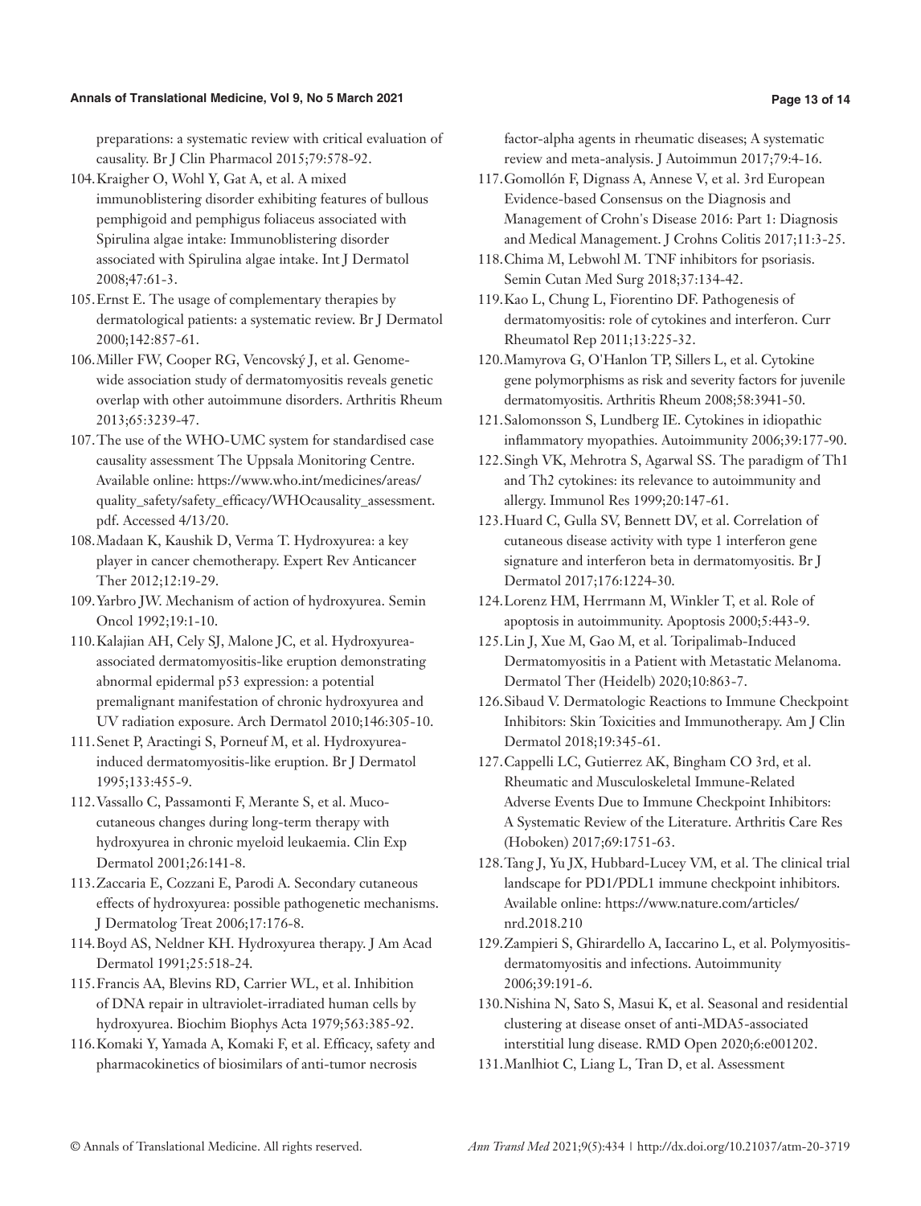preparations: a systematic review with critical evaluation of causality. Br J Clin Pharmacol 2015;79:578-92.

104. Kraigher O, Wohl Y, Gat A, et al. A mixed immunoblistering disorder exhibiting features of bullous pemphigoid and pemphigus foliaceus associated with Spirulina algae intake: Immunoblistering disorder associated with Spirulina algae intake. Int J Dermatol 2008;47:61-3.
105. Ernst E. The usage of complementary therapies by dermatological patients: a systematic review. Br J Dermatol 2000;142:857-61.
106. Miller FW, Cooper RG, Vencovský J, et al. Genome-wide association study of dermatomyositis reveals genetic overlap with other autoimmune disorders. Arthritis Rheum 2013;65:3239-47.
107. The use of the WHO-UMC system for standardised case causality assessment The Uppsala Monitoring Centre. Available online: https://www.who.int/medicines/areas/quality_safety/safety_efficacy/WHOcausality_assessment.pdf. Accessed 4/13/20.
108. Madaan K, Kaushik D, Verma T. Hydroxyurea: a key player in cancer chemotherapy. Expert Rev Anticancer Ther 2012;12:19-29.
109. Yarbro JW. Mechanism of action of hydroxyurea. Semin Oncol 1992;19:1-10.
110. Kalajian AH, Cely SJ, Malone JC, et al. Hydroxyurea-associated dermatomyositis-like eruption demonstrating abnormal epidermal p53 expression: a potential premalignant manifestation of chronic hydroxyurea and UV radiation exposure. Arch Dermatol 2010;146:305-10.
111. Senet P, Aractingi S, Porneuf M, et al. Hydroxyurea-induced dermatomyositis-like eruption. Br J Dermatol 1995;133:455-9.
112. Vassallo C, Passamonti F, Merante S, et al. Muco-cutaneous changes during long-term therapy with hydroxyurea in chronic myeloid leukaemia. Clin Exp Dermatol 2001;26:141-8.
113. Zaccaria E, Cozzani E, Parodi A. Secondary cutaneous effects of hydroxyurea: possible pathogenetic mechanisms. J Dermatolog Treat 2006;17:176-8.
114. Boyd AS, Neldner KH. Hydroxyurea therapy. J Am Acad Dermatol 1991;25:518-24.
115. Francis AA, Blevins RD, Carrier WL, et al. Inhibition of DNA repair in ultraviolet-irradiated human cells by hydroxyurea. Biochim Biophys Acta 1979;563:385-92.
116. Komaki Y, Yamada A, Komaki F, et al. Efficacy, safety and pharmacokinetics of biosimilars of anti-tumor necrosis factor-alpha agents in rheumatic diseases; A systematic review and meta-analysis. J Autoimmun 2017;79:4-16.
117. Gomollón F, Dignass A, Annese V, et al. 3rd European Evidence-based Consensus on the Diagnosis and Management of Crohn's Disease 2016: Part 1: Diagnosis and Medical Management. J Crohns Colitis 2017;11:3-25.
118. Chima M, Lebwohl M. TNF inhibitors for psoriasis. Semin Cutan Med Surg 2018;37:134-42.
119. Kao L, Chung L, Fiorentino DF. Pathogenesis of dermatomyositis: role of cytokines and interferon. Curr Rheumatol Rep 2011;13:225-32.
120. Mamyrova G, O'Hanlon TP, Sillers L, et al. Cytokine gene polymorphisms as risk and severity factors for juvenile dermatomyositis. Arthritis Rheum 2008;58:3941-50.
121. Salomonsson S, Lundberg IE. Cytokines in idiopathic inflammatory myopathies. Autoimmunity 2006;39:177-90.
122. Singh VK, Mehrotra S, Agarwal SS. The paradigm of Th1 and Th2 cytokines: its relevance to autoimmunity and allergy. Immunol Res 1999;20:147-61.
123. Huard C, Gulla SV, Bennett DV, et al. Correlation of cutaneous disease activity with type 1 interferon gene signature and interferon beta in dermatomyositis. Br J Dermatol 2017;176:1224-30.
124. Lorenz HM, Herrmann M, Winkler T, et al. Role of apoptosis in autoimmunity. Apoptosis 2000;5:443-9.
125. Lin J, Xue M, Gao M, et al. Toripalimab-Induced Dermatomyositis in a Patient with Metastatic Melanoma. Dermatol Ther (Heidelb) 2020;10:863-7.
126. Sibaud V. Dermatologic Reactions to Immune Checkpoint Inhibitors: Skin Toxicities and Immunotherapy. Am J Clin Dermatol 2018;19:345-61.
127. Cappelli LC, Gutierrez AK, Bingham CO 3rd, et al. Rheumatic and Musculoskeletal Immune-Related Adverse Events Due to Immune Checkpoint Inhibitors: A Systematic Review of the Literature. Arthritis Care Res (Hoboken) 2017;69:1751-63.
128. Tang J, Yu JX, Hubbard-Lucey VM, et al. The clinical trial landscape for PD1/PDL1 immune checkpoint inhibitors. Available online: https://www.nature.com/articles/nrd.2018.210
129. Zampieri S, Ghirardello A, Iaccarino L, et al. Polymyositis-dermatomyositis and infections. Autoimmunity 2006;39:191-6.
130. Nishina N, Sato S, Masui K, et al. Seasonal and residential clustering at disease onset of anti-MDA5-associated interstitial lung disease. RMD Open 2020;6:e001202.
131. Manlhiot C, Liang L, Tran D, et al. Assessment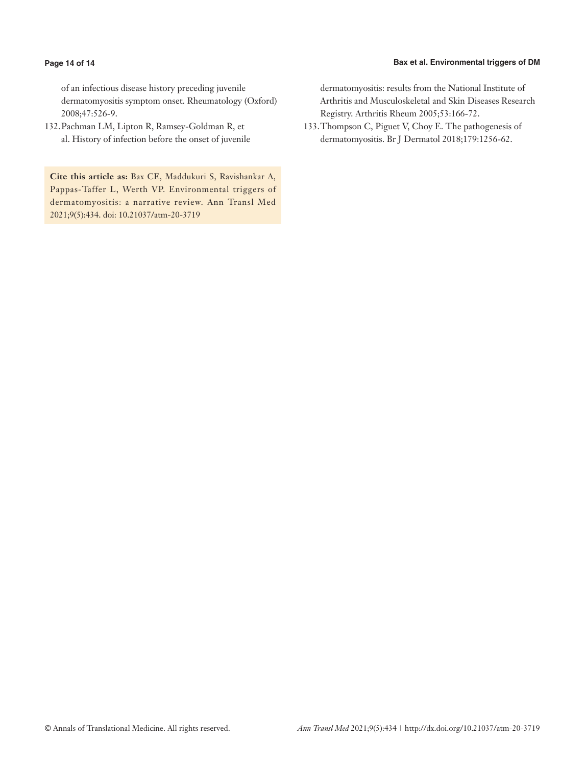of an infectious disease history preceding juvenile dermatomyositis symptom onset. Rheumatology (Oxford) 2008;47:526-9.

132. Pachman LM, Lipton R, Ramsey-Goldman R, et al. History of infection before the onset of juvenile dermatomyositis: results from the National Institute of Arthritis and Musculoskeletal and Skin Diseases Research Registry. Arthritis Rheum 2005;53:166-72.

133. Thompson C, Piguet V, Choy E. The pathogenesis of dermatomyositis. Br J Dermatol 2018;179:1256-62.

**Cite this article as:** Bax CE, Maddukuri S, Ravishankar A, Pappas-Taffer L, Werth VP. Environmental triggers of dermatomyositis: a narrative review. Ann Transl Med 2021;9(5):434. doi: 10.21037/atm-20-3719